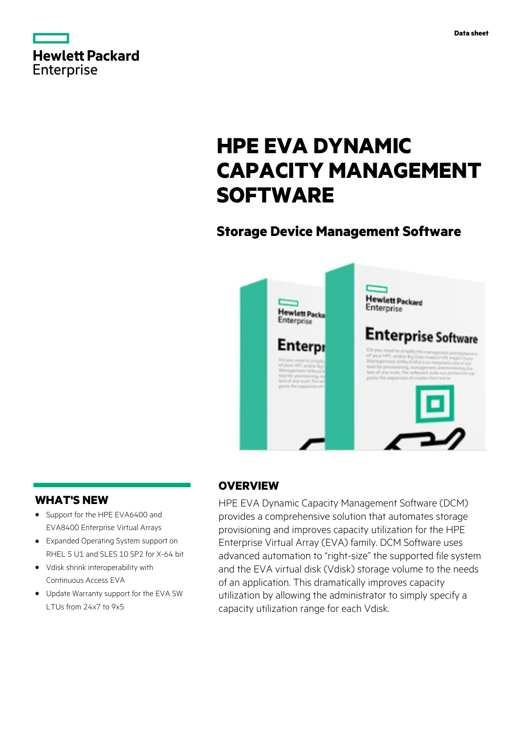Hewlett Packard Enterprise

Data sheet

# HPE EVA DYNAMIC CAPACITY MANAGEMENT SOFTWARE

## Storage Device Management Software

## WHAT'S NEW

- Support for the HPE EVA6400 and EVA8400 Enterprise Virtual Arrays
- Expanded Operating System support on RHEL 5 U1 and SLES 10 SP2 for X-64 bit
- Vdisk shrink interoperability with Continuous Access EVA
- Update Warranty support for the EVA SW LTUs from 24x7 to 9x5

## OVERVIEW

HPE EVA Dynamic Capacity Management Software (DCM) provides a comprehensive solution that automates storage provisioning and improves capacity utilization for the HPE Enterprise Virtual Array (EVA) family. DCM Software uses advanced automation to "right-size" the supported file system and the EVA virtual disk (Vdisk) storage volume to the needs of an application. This dramatically improves capacity utilization by allowing the administrator to simply specify a capacity utilization range for each Vdisk.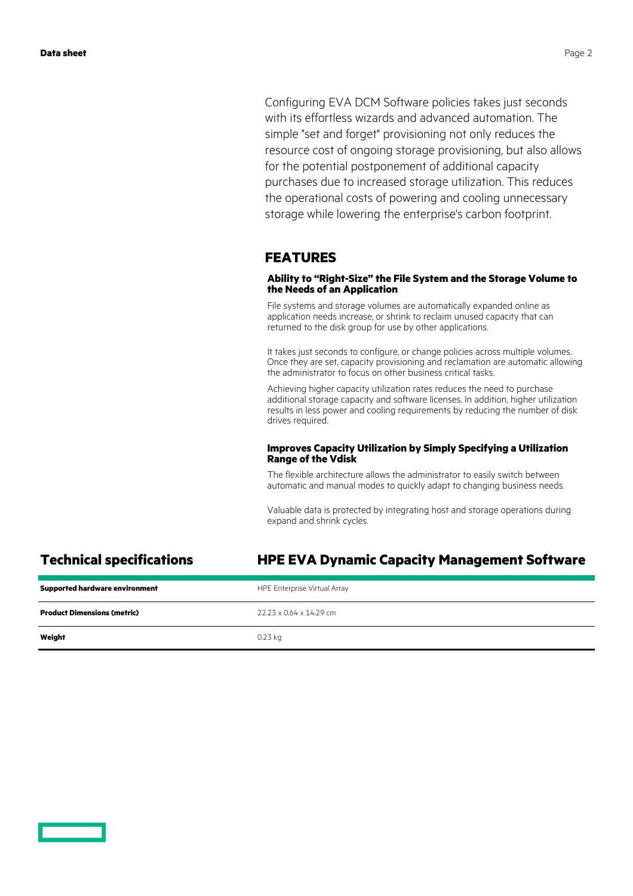Configuring EVA DCM Software policies takes just seconds with its effortless wizards and advanced automation. The simple "set and forget" provisioning not only reduces the resource cost of ongoing storage provisioning, but also allows for the potential postponement of additional capacity purchases due to increased storage utilization. This reduces the operational costs of powering and cooling unnecessary storage while lowering the enterprise's carbon footprint.

## FEATURES

### Ability to “Right-Size” the File System and the Storage Volume to the Needs of an Application

File systems and storage volumes are automatically expanded online as application needs increase, or shrink to reclaim unused capacity that can returned to the disk group for use by other applications.

It takes just seconds to configure, or change policies across multiple volumes. Once they are set, capacity provisioning and reclamation are automatic allowing the administrator to focus on other business critical tasks.

Achieving higher capacity utilization rates reduces the need to purchase additional storage capacity and software licenses. In addition, higher utilization results in less power and cooling requirements by reducing the number of disk drives required.

### Improves Capacity Utilization by Simply Specifying a Utilization Range of the Vdisk

The flexible architecture allows the administrator to easily switch between automatic and manual modes to quickly adapt to changing business needs.

Valuable data is protected by integrating host and storage operations during expand and shrink cycles.

## Technical specifications

## HPE EVA Dynamic Capacity Management Software

| | |
|---|---|
| **Supported hardware environment** | HPE Enterprise Virtual Array |
| **Product Dimensions (metric)** | 22.23 x 0.64 x 14.29 cm |
| **Weight** | 0.23 kg |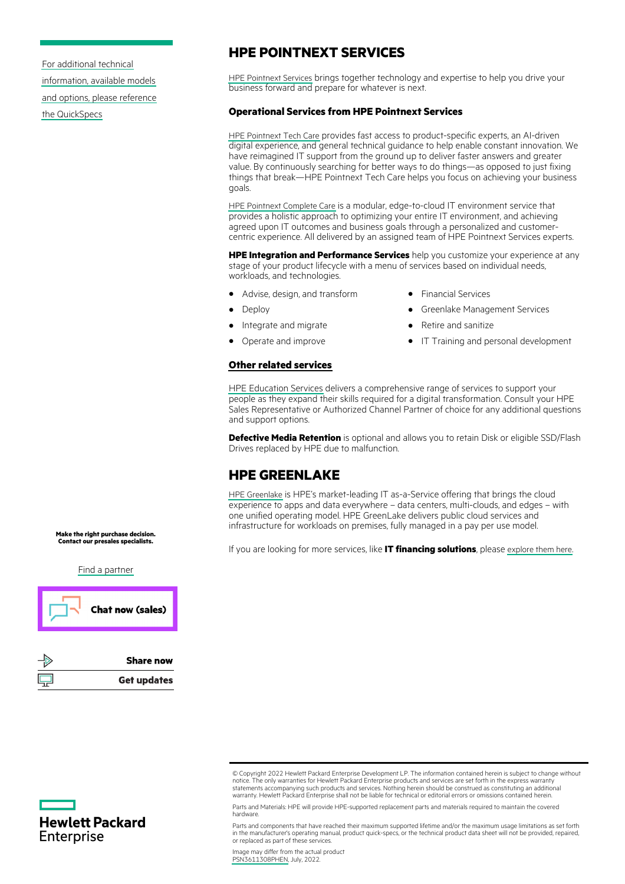For additional technical information, available models and options, please reference the QuickSpecs

## HPE POINTNEXT SERVICES

HPE Pointnext Services brings together technology and expertise to help you drive your business forward and prepare for whatever is next.

### Operational Services from HPE Pointnext Services

HPE Pointnext Tech Care provides fast access to product-specific experts, an AI-driven digital experience, and general technical guidance to help enable constant innovation. We have reimagined IT support from the ground up to deliver faster answers and greater value. By continuously searching for better ways to do things—as opposed to just fixing things that break—HPE Pointnext Tech Care helps you focus on achieving your business goals.

HPE Pointnext Complete Care is a modular, edge-to-cloud IT environment service that provides a holistic approach to optimizing your entire IT environment, and achieving agreed upon IT outcomes and business goals through a personalized and customer-centric experience. All delivered by an assigned team of HPE Pointnext Services experts.

**HPE Integration and Performance Services** help you customize your experience at any stage of your product lifecycle with a menu of services based on individual needs, workloads, and technologies.

- Advise, design, and transform
- Deploy
- Integrate and migrate
- Operate and improve
- Financial Services
- Greenlake Management Services
- Retire and sanitize
- IT Training and personal development

### Other related services

HPE Education Services delivers a comprehensive range of services to support your people as they expand their skills required for a digital transformation. Consult your HPE Sales Representative or Authorized Channel Partner of choice for any additional questions and support options.

**Defective Media Retention** is optional and allows you to retain Disk or eligible SSD/Flash Drives replaced by HPE due to malfunction.

## HPE GREENLAKE

HPE Greenlake is HPE's market-leading IT as-a-Service offering that brings the cloud experience to apps and data everywhere – data centers, multi-clouds, and edges – with one unified operating model. HPE GreenLake delivers public cloud services and infrastructure for workloads on premises, fully managed in a pay per use model.

If you are looking for more services, like **IT financing solutions**, please explore them here.

**Make the right purchase decision. Contact our presales specialists.**

Find a partner

**Chat now (sales)**

**Share now**

**Get updates**

© Copyright 2022 Hewlett Packard Enterprise Development LP. The information contained herein is subject to change without notice. The only warranties for Hewlett Packard Enterprise products and services are set forth in the express warranty statements accompanying such products and services. Nothing herein should be construed as constituting an additional warranty. Hewlett Packard Enterprise shall not be liable for technical or editorial errors or omissions contained herein.

Parts and Materials: HPE will provide HPE-supported replacement parts and materials required to maintain the covered hardware.

Parts and components that have reached their maximum supported lifetime and/or the maximum usage limitations as set forth in the manufacturer's operating manual, product quick-specs, or the technical product data sheet will not be provided, repaired, or replaced as part of these services.

Image may differ from the actual product

PSN3611308PHEN, July, 2022.

**Hewlett Packard**
Enterprise